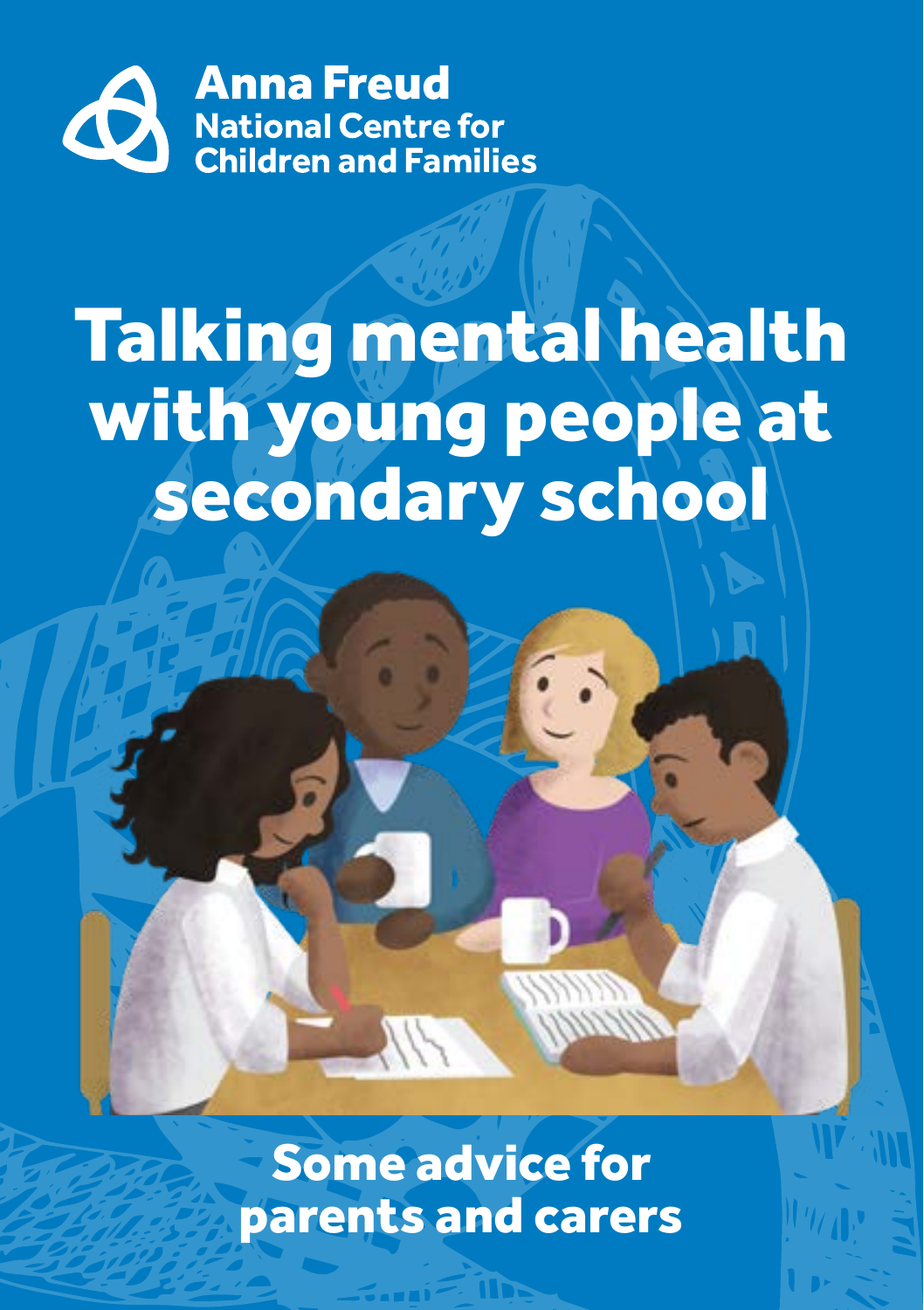Anna Freud
National Centre for
Children and Families

# Talking mental health with young people at secondary school

## Some advice for parents and carers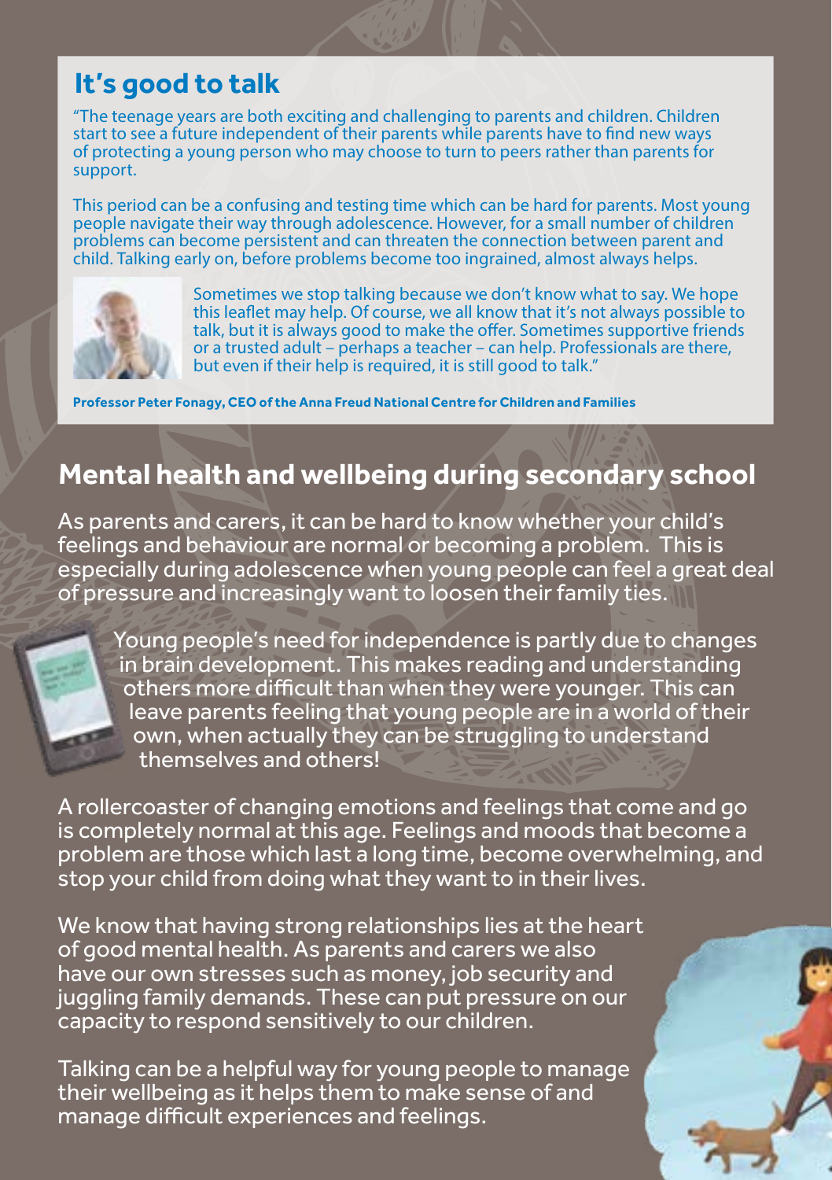## It's good to talk

"The teenage years are both exciting and challenging to parents and children. Children start to see a future independent of their parents while parents have to find new ways of protecting a young person who may choose to turn to peers rather than parents for support.

This period can be a confusing and testing time which can be hard for parents. Most young people navigate their way through adolescence. However, for a small number of children problems can become persistent and can threaten the connection between parent and child. Talking early on, before problems become too ingrained, almost always helps.

Sometimes we stop talking because we don't know what to say. We hope this leaflet may help. Of course, we all know that it's not always possible to talk, but it is always good to make the offer. Sometimes supportive friends or a trusted adult – perhaps a teacher – can help. Professionals are there, but even if their help is required, it is still good to talk."

**Professor Peter Fonagy, CEO of the Anna Freud National Centre for Children and Families**

## Mental health and wellbeing during secondary school

As parents and carers, it can be hard to know whether your child's feelings and behaviour are normal or becoming a problem. This is especially during adolescence when young people can feel a great deal of pressure and increasingly want to loosen their family ties.

Young people's need for independence is partly due to changes in brain development. This makes reading and understanding others more difficult than when they were younger. This can leave parents feeling that young people are in a world of their own, when actually they can be struggling to understand themselves and others!

A rollercoaster of changing emotions and feelings that come and go is completely normal at this age. Feelings and moods that become a problem are those which last a long time, become overwhelming, and stop your child from doing what they want to in their lives.

We know that having strong relationships lies at the heart of good mental health. As parents and carers we also have our own stresses such as money, job security and juggling family demands. These can put pressure on our capacity to respond sensitively to our children.

Talking can be a helpful way for young people to manage their wellbeing as it helps them to make sense of and manage difficult experiences and feelings.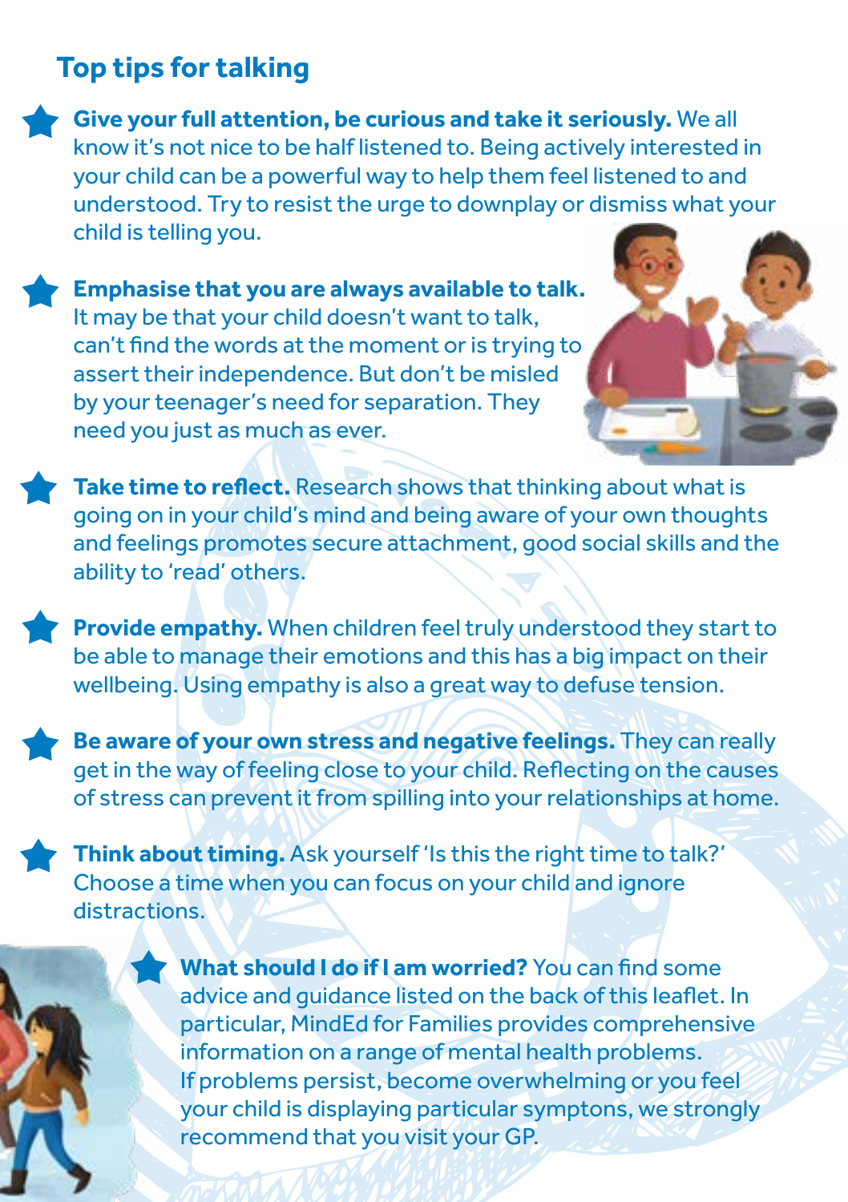## Top tips for talking

- **Give your full attention, be curious and take it seriously.** We all know it's not nice to be half listened to. Being actively interested in your child can be a powerful way to help them feel listened to and understood. Try to resist the urge to downplay or dismiss what your child is telling you.

- **Emphasise that you are always available to talk.** It may be that your child doesn't want to talk, can't find the words at the moment or is trying to assert their independence. But don't be misled by your teenager's need for separation. They need you just as much as ever.

- **Take time to reflect.** Research shows that thinking about what is going on in your child's mind and being aware of your own thoughts and feelings promotes secure attachment, good social skills and the ability to 'read' others.

- **Provide empathy.** When children feel truly understood they start to be able to manage their emotions and this has a big impact on their wellbeing. Using empathy is also a great way to defuse tension.

- **Be aware of your own stress and negative feelings.** They can really get in the way of feeling close to your child. Reflecting on the causes of stress can prevent it from spilling into your relationships at home.

- **Think about timing.** Ask yourself 'Is this the right time to talk?' Choose a time when you can focus on your child and ignore distractions.

- **What should I do if I am worried?** You can find some advice and guidance listed on the back of this leaflet. In particular, MindEd for Families provides comprehensive information on a range of mental health problems. If problems persist, become overwhelming or you feel your child is displaying particular symptons, we strongly recommend that you visit your GP.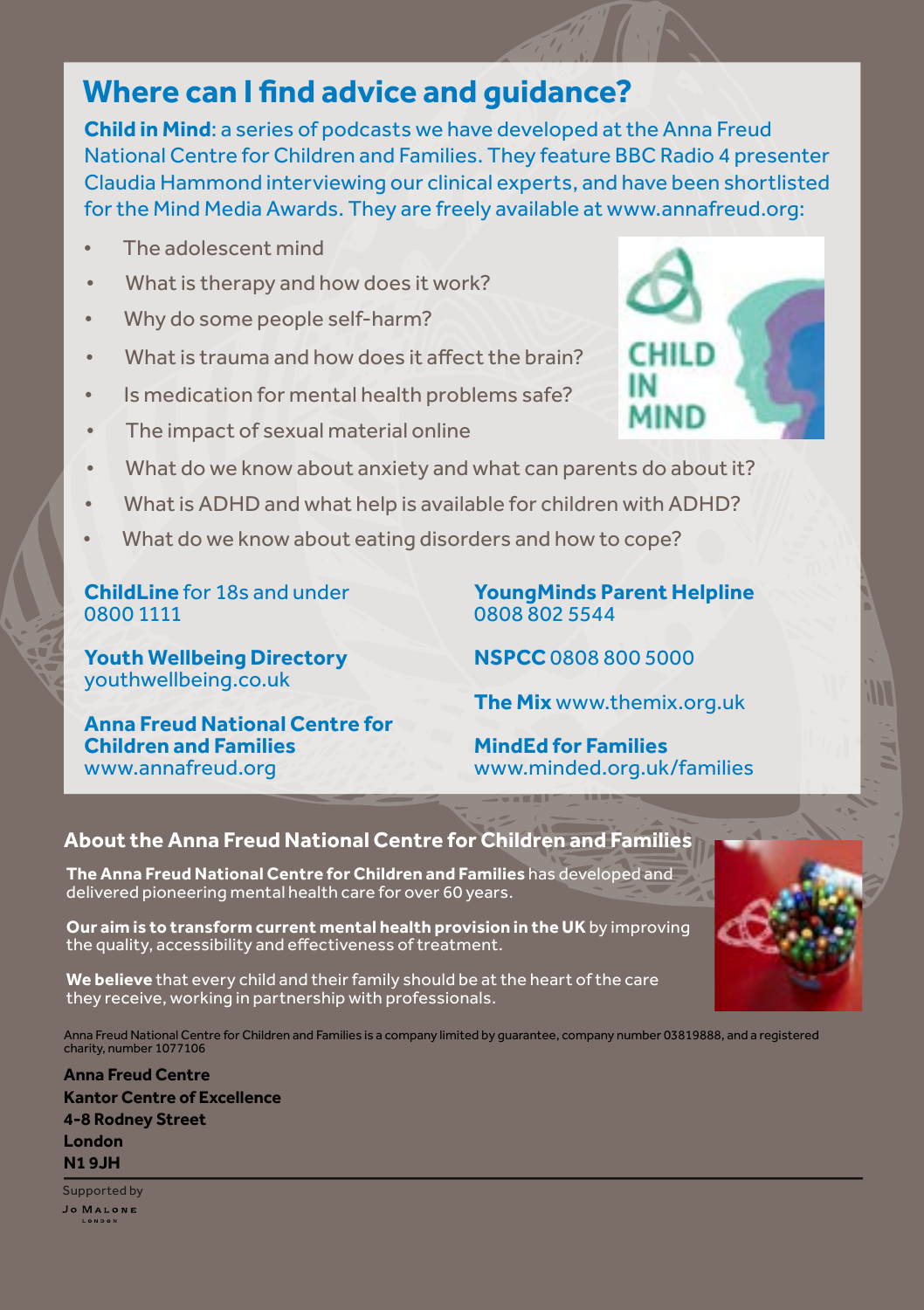## Where can I find advice and guidance?

**Child in Mind**: a series of podcasts we have developed at the Anna Freud National Centre for Children and Families. They feature BBC Radio 4 presenter Claudia Hammond interviewing our clinical experts, and have been shortlisted for the Mind Media Awards. They are freely available at www.annafreud.org:

- The adolescent mind
- What is therapy and how does it work?
- Why do some people self-harm?
- What is trauma and how does it affect the brain?
- Is medication for mental health problems safe?
- The impact of sexual material online
- What do we know about anxiety and what can parents do about it?
- What is ADHD and what help is available for children with ADHD?
- What do we know about eating disorders and how to cope?

CHILD IN MIND

**ChildLine** for 18s and under
0800 1111

**Youth Wellbeing Directory**
youthwellbeing.co.uk

**Anna Freud National Centre for Children and Families**
www.annafreud.org

**YoungMinds Parent Helpline**
0808 802 5544

**NSPCC** 0808 800 5000

**The Mix** www.themix.org.uk

**MindEd for Families**
www.minded.org.uk/families

### About the Anna Freud National Centre for Children and Families

**The Anna Freud National Centre for Children and Families** has developed and delivered pioneering mental health care for over 60 years.

**Our aim is to transform current mental health provision in the UK** by improving the quality, accessibility and effectiveness of treatment.

**We believe** that every child and their family should be at the heart of the care they receive, working in partnership with professionals.

Anna Freud National Centre for Children and Families is a company limited by guarantee, company number 03819888, and a registered charity, number 1077106

**Anna Freud Centre**
**Kantor Centre of Excellence**
**4-8 Rodney Street**
**London**
**N1 9JH**

Supported by
Jo Malone London